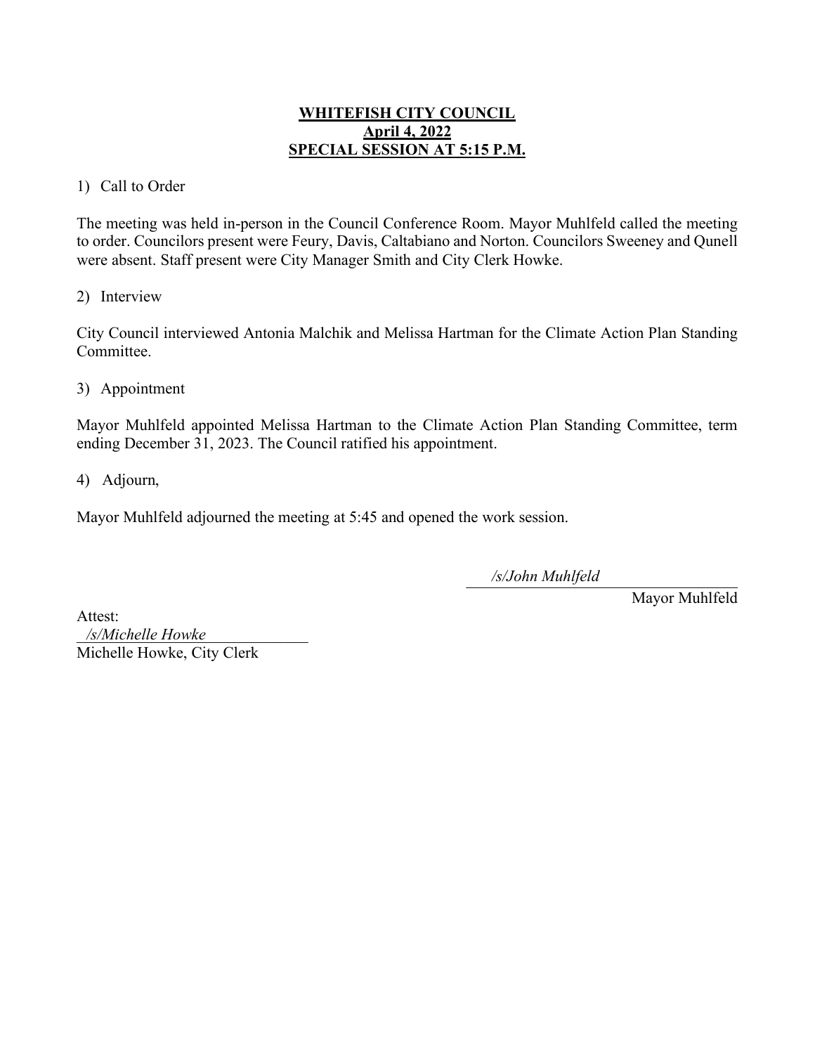# WHITEFISH CITY COUNCIL
## April 4, 2022
## SPECIAL SESSION AT 5:15 P.M.

1) Call to Order

The meeting was held in-person in the Council Conference Room. Mayor Muhlfeld called the meeting to order. Councilors present were Feury, Davis, Caltabiano and Norton. Councilors Sweeney and Qunell were absent. Staff present were City Manager Smith and City Clerk Howke.

2) Interview

City Council interviewed Antonia Malchik and Melissa Hartman for the Climate Action Plan Standing Committee.

3) Appointment

Mayor Muhlfeld appointed Melissa Hartman to the Climate Action Plan Standing Committee, term ending December 31, 2023. The Council ratified his appointment.

4) Adjourn,

Mayor Muhlfeld adjourned the meeting at 5:45 and opened the work session.

*/s/John Muhlfeld*
Mayor Muhlfeld

Attest:
*/s/Michelle Howke*
Michelle Howke, City Clerk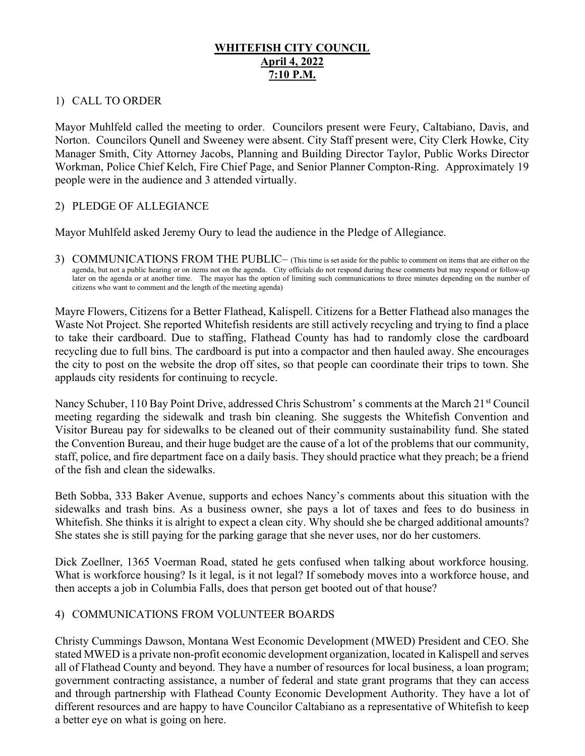# WHITEFISH CITY COUNCIL
## April 4, 2022
## 7:10 P.M.

1) CALL TO ORDER

Mayor Muhlfeld called the meeting to order. Councilors present were Feury, Caltabiano, Davis, and Norton. Councilors Qunell and Sweeney were absent. City Staff present were, City Clerk Howke, City Manager Smith, City Attorney Jacobs, Planning and Building Director Taylor, Public Works Director Workman, Police Chief Kelch, Fire Chief Page, and Senior Planner Compton-Ring. Approximately 19 people were in the audience and 3 attended virtually.

2) PLEDGE OF ALLEGIANCE

Mayor Muhlfeld asked Jeremy Oury to lead the audience in the Pledge of Allegiance.

3) COMMUNICATIONS FROM THE PUBLIC– (This time is set aside for the public to comment on items that are either on the agenda, but not a public hearing or on items not on the agenda. City officials do not respond during these comments but may respond or follow-up later on the agenda or at another time. The mayor has the option of limiting such communications to three minutes depending on the number of citizens who want to comment and the length of the meeting agenda)

Mayre Flowers, Citizens for a Better Flathead, Kalispell. Citizens for a Better Flathead also manages the Waste Not Project. She reported Whitefish residents are still actively recycling and trying to find a place to take their cardboard. Due to staffing, Flathead County has had to randomly close the cardboard recycling due to full bins. The cardboard is put into a compactor and then hauled away. She encourages the city to post on the website the drop off sites, so that people can coordinate their trips to town. She applauds city residents for continuing to recycle.

Nancy Schuber, 110 Bay Point Drive, addressed Chris Schustrom' s comments at the March 21st Council meeting regarding the sidewalk and trash bin cleaning. She suggests the Whitefish Convention and Visitor Bureau pay for sidewalks to be cleaned out of their community sustainability fund. She stated the Convention Bureau, and their huge budget are the cause of a lot of the problems that our community, staff, police, and fire department face on a daily basis. They should practice what they preach; be a friend of the fish and clean the sidewalks.

Beth Sobba, 333 Baker Avenue, supports and echoes Nancy's comments about this situation with the sidewalks and trash bins. As a business owner, she pays a lot of taxes and fees to do business in Whitefish. She thinks it is alright to expect a clean city. Why should she be charged additional amounts? She states she is still paying for the parking garage that she never uses, nor do her customers.

Dick Zoellner, 1365 Voerman Road, stated he gets confused when talking about workforce housing. What is workforce housing? Is it legal, is it not legal? If somebody moves into a workforce house, and then accepts a job in Columbia Falls, does that person get booted out of that house?

4) COMMUNICATIONS FROM VOLUNTEER BOARDS

Christy Cummings Dawson, Montana West Economic Development (MWED) President and CEO. She stated MWED is a private non-profit economic development organization, located in Kalispell and serves all of Flathead County and beyond. They have a number of resources for local business, a loan program; government contracting assistance, a number of federal and state grant programs that they can access and through partnership with Flathead County Economic Development Authority. They have a lot of different resources and are happy to have Councilor Caltabiano as a representative of Whitefish to keep a better eye on what is going on here.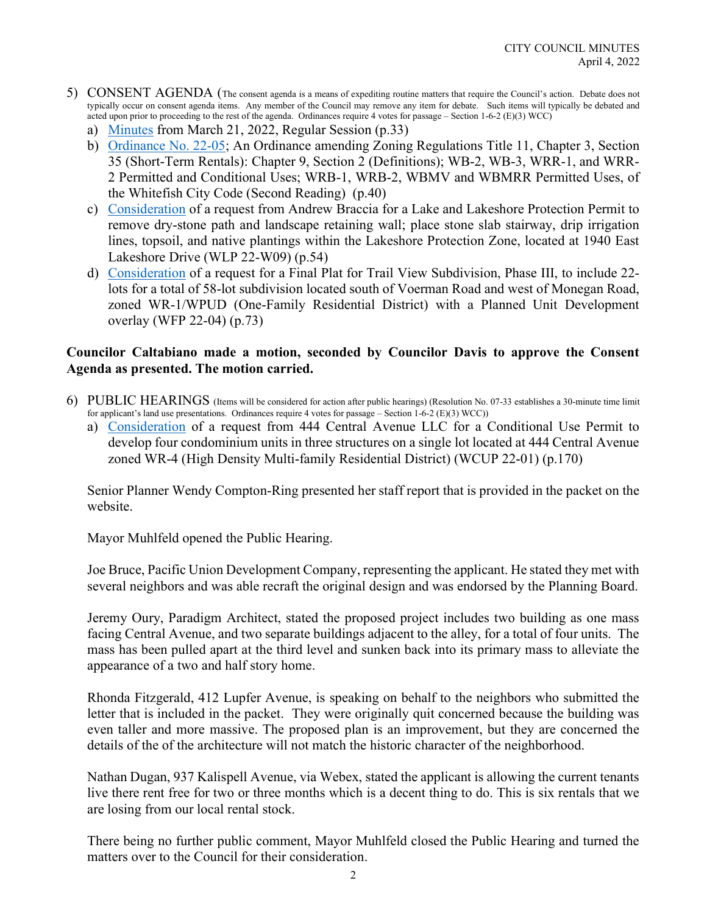5) CONSENT AGENDA (The consent agenda is a means of expediting routine matters that require the Council's action. Debate does not typically occur on consent agenda items. Any member of the Council may remove any item for debate. Such items will typically be debated and acted upon prior to proceeding to the rest of the agenda. Ordinances require 4 votes for passage – Section 1-6-2 (E)(3) WCC)

   a) Minutes from March 21, 2022, Regular Session (p.33)
   b) Ordinance No. 22-05; An Ordinance amending Zoning Regulations Title 11, Chapter 3, Section 35 (Short-Term Rentals): Chapter 9, Section 2 (Definitions); WB-2, WB-3, WRR-1, and WRR-2 Permitted and Conditional Uses; WRB-1, WRB-2, WBMV and WBMRR Permitted Uses, of the Whitefish City Code (Second Reading) (p.40)
   c) Consideration of a request from Andrew Braccia for a Lake and Lakeshore Protection Permit to remove dry-stone path and landscape retaining wall; place stone slab stairway, drip irrigation lines, topsoil, and native plantings within the Lakeshore Protection Zone, located at 1940 East Lakeshore Drive (WLP 22-W09) (p.54)
   d) Consideration of a request for a Final Plat for Trail View Subdivision, Phase III, to include 22-lots for a total of 58-lot subdivision located south of Voerman Road and west of Monegan Road, zoned WR-1/WPUD (One-Family Residential District) with a Planned Unit Development overlay (WFP 22-04) (p.73)

**Councilor Caltabiano made a motion, seconded by Councilor Davis to approve the Consent Agenda as presented. The motion carried.**

6) PUBLIC HEARINGS (Items will be considered for action after public hearings) (Resolution No. 07-33 establishes a 30-minute time limit for applicant's land use presentations. Ordinances require 4 votes for passage – Section 1-6-2 (E)(3) WCC))

   a) Consideration of a request from 444 Central Avenue LLC for a Conditional Use Permit to develop four condominium units in three structures on a single lot located at 444 Central Avenue zoned WR-4 (High Density Multi-family Residential District) (WCUP 22-01) (p.170)

Senior Planner Wendy Compton-Ring presented her staff report that is provided in the packet on the website.

Mayor Muhlfeld opened the Public Hearing.

Joe Bruce, Pacific Union Development Company, representing the applicant. He stated they met with several neighbors and was able recraft the original design and was endorsed by the Planning Board.

Jeremy Oury, Paradigm Architect, stated the proposed project includes two building as one mass facing Central Avenue, and two separate buildings adjacent to the alley, for a total of four units. The mass has been pulled apart at the third level and sunken back into its primary mass to alleviate the appearance of a two and half story home.

Rhonda Fitzgerald, 412 Lupfer Avenue, is speaking on behalf to the neighbors who submitted the letter that is included in the packet. They were originally quit concerned because the building was even taller and more massive. The proposed plan is an improvement, but they are concerned the details of the of the architecture will not match the historic character of the neighborhood.

Nathan Dugan, 937 Kalispell Avenue, via Webex, stated the applicant is allowing the current tenants live there rent free for two or three months which is a decent thing to do. This is six rentals that we are losing from our local rental stock.

There being no further public comment, Mayor Muhlfeld closed the Public Hearing and turned the matters over to the Council for their consideration.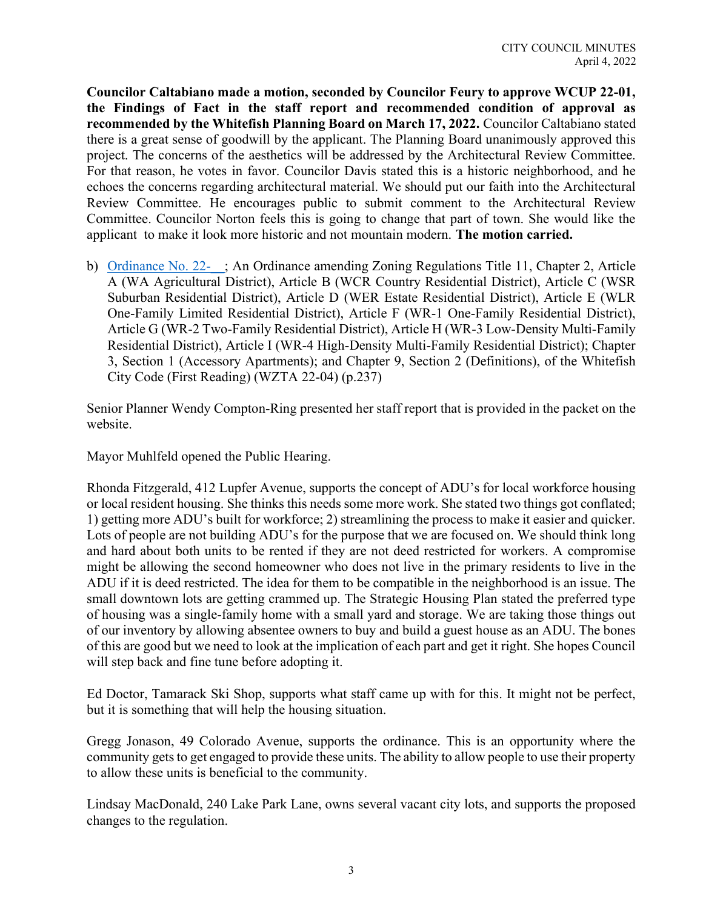**Councilor Caltabiano made a motion, seconded by Councilor Feury to approve WCUP 22-01, the Findings of Fact in the staff report and recommended condition of approval as recommended by the Whitefish Planning Board on March 17, 2022.** Councilor Caltabiano stated there is a great sense of goodwill by the applicant. The Planning Board unanimously approved this project. The concerns of the aesthetics will be addressed by the Architectural Review Committee. For that reason, he votes in favor. Councilor Davis stated this is a historic neighborhood, and he echoes the concerns regarding architectural material. We should put our faith into the Architectural Review Committee. He encourages public to submit comment to the Architectural Review Committee. Councilor Norton feels this is going to change that part of town. She would like the applicant to make it look more historic and not mountain modern. **The motion carried.**

b) Ordinance No. 22-__; An Ordinance amending Zoning Regulations Title 11, Chapter 2, Article A (WA Agricultural District), Article B (WCR Country Residential District), Article C (WSR Suburban Residential District), Article D (WER Estate Residential District), Article E (WLR One-Family Limited Residential District), Article F (WR-1 One-Family Residential District), Article G (WR-2 Two-Family Residential District), Article H (WR-3 Low-Density Multi-Family Residential District), Article I (WR-4 High-Density Multi-Family Residential District); Chapter 3, Section 1 (Accessory Apartments); and Chapter 9, Section 2 (Definitions), of the Whitefish City Code (First Reading) (WZTA 22-04) (p.237)

Senior Planner Wendy Compton-Ring presented her staff report that is provided in the packet on the website.

Mayor Muhlfeld opened the Public Hearing.

Rhonda Fitzgerald, 412 Lupfer Avenue, supports the concept of ADU's for local workforce housing or local resident housing. She thinks this needs some more work. She stated two things got conflated; 1) getting more ADU's built for workforce; 2) streamlining the process to make it easier and quicker. Lots of people are not building ADU's for the purpose that we are focused on. We should think long and hard about both units to be rented if they are not deed restricted for workers. A compromise might be allowing the second homeowner who does not live in the primary residents to live in the ADU if it is deed restricted. The idea for them to be compatible in the neighborhood is an issue. The small downtown lots are getting crammed up. The Strategic Housing Plan stated the preferred type of housing was a single-family home with a small yard and storage. We are taking those things out of our inventory by allowing absentee owners to buy and build a guest house as an ADU. The bones of this are good but we need to look at the implication of each part and get it right. She hopes Council will step back and fine tune before adopting it.

Ed Doctor, Tamarack Ski Shop, supports what staff came up with for this. It might not be perfect, but it is something that will help the housing situation.

Gregg Jonason, 49 Colorado Avenue, supports the ordinance. This is an opportunity where the community gets to get engaged to provide these units. The ability to allow people to use their property to allow these units is beneficial to the community.

Lindsay MacDonald, 240 Lake Park Lane, owns several vacant city lots, and supports the proposed changes to the regulation.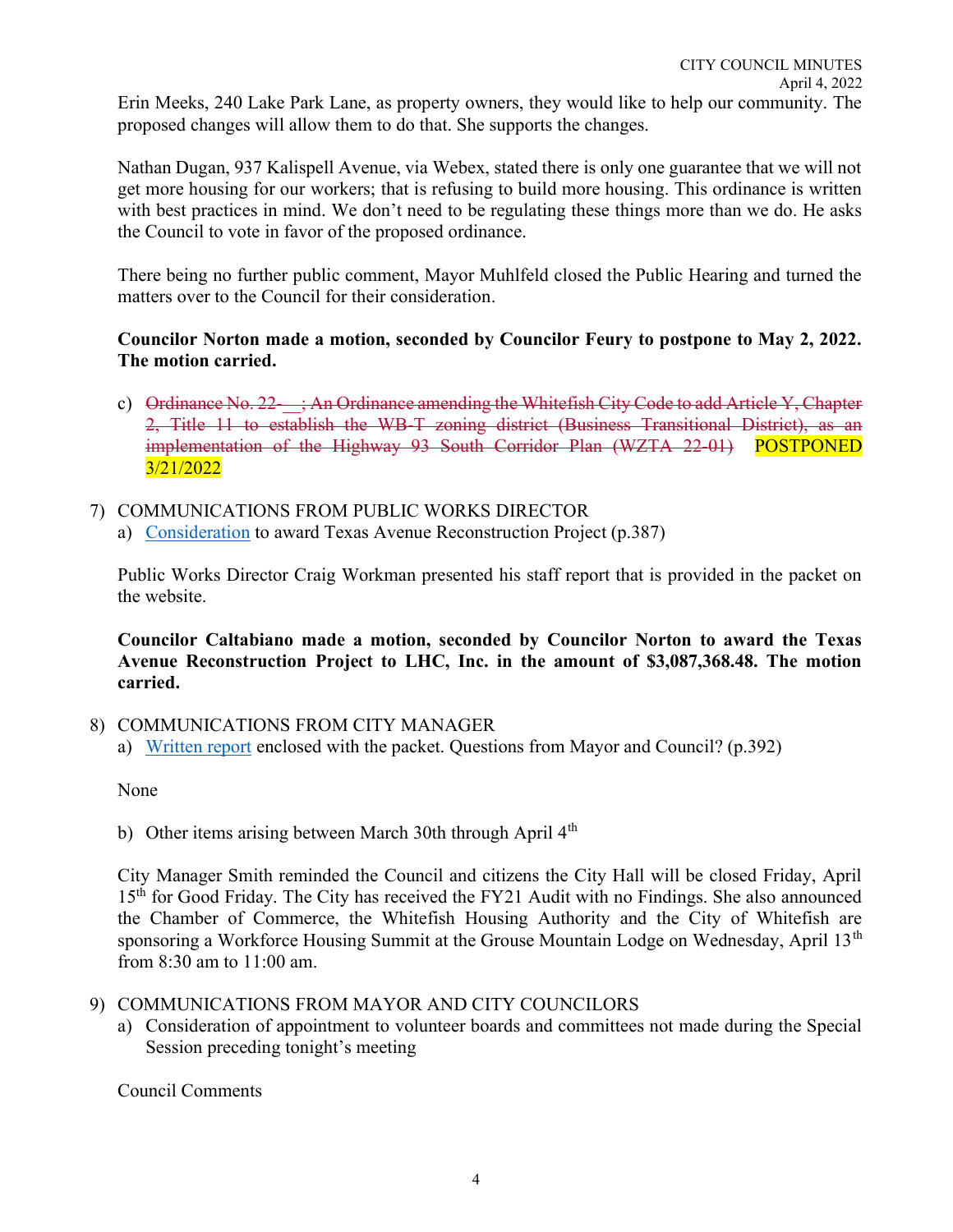Erin Meeks, 240 Lake Park Lane, as property owners, they would like to help our community. The proposed changes will allow them to do that. She supports the changes.

Nathan Dugan, 937 Kalispell Avenue, via Webex, stated there is only one guarantee that we will not get more housing for our workers; that is refusing to build more housing. This ordinance is written with best practices in mind. We don't need to be regulating these things more than we do. He asks the Council to vote in favor of the proposed ordinance.

There being no further public comment, Mayor Muhlfeld closed the Public Hearing and turned the matters over to the Council for their consideration.

**Councilor Norton made a motion, seconded by Councilor Feury to postpone to May 2, 2022. The motion carried.**

c) ~~Ordinance No. 22-__; An Ordinance amending the Whitefish City Code to add Article Y, Chapter 2, Title 11 to establish the WB-T zoning district (Business Transitional District), as an implementation of the Highway 93 South Corridor Plan (WZTA 22-01)~~ POSTPONED 3/21/2022

7) COMMUNICATIONS FROM PUBLIC WORKS DIRECTOR

a) Consideration to award Texas Avenue Reconstruction Project (p.387)

Public Works Director Craig Workman presented his staff report that is provided in the packet on the website.

**Councilor Caltabiano made a motion, seconded by Councilor Norton to award the Texas Avenue Reconstruction Project to LHC, Inc. in the amount of $3,087,368.48. The motion carried.**

8) COMMUNICATIONS FROM CITY MANAGER

a) Written report enclosed with the packet. Questions from Mayor and Council? (p.392)

None

b) Other items arising between March 30th through April 4th

City Manager Smith reminded the Council and citizens the City Hall will be closed Friday, April 15th for Good Friday. The City has received the FY21 Audit with no Findings. She also announced the Chamber of Commerce, the Whitefish Housing Authority and the City of Whitefish are sponsoring a Workforce Housing Summit at the Grouse Mountain Lodge on Wednesday, April 13th from 8:30 am to 11:00 am.

9) COMMUNICATIONS FROM MAYOR AND CITY COUNCILORS

a) Consideration of appointment to volunteer boards and committees not made during the Special Session preceding tonight's meeting

Council Comments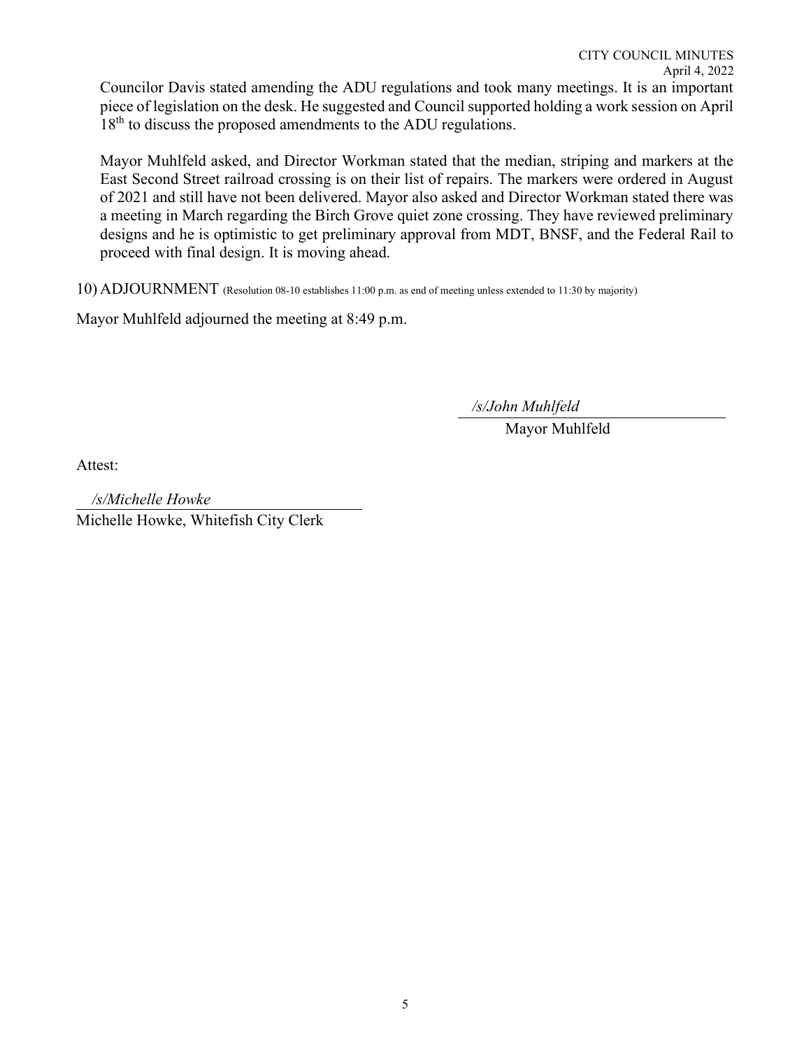Councilor Davis stated amending the ADU regulations and took many meetings. It is an important piece of legislation on the desk. He suggested and Council supported holding a work session on April 18th to discuss the proposed amendments to the ADU regulations.

Mayor Muhlfeld asked, and Director Workman stated that the median, striping and markers at the East Second Street railroad crossing is on their list of repairs. The markers were ordered in August of 2021 and still have not been delivered. Mayor also asked and Director Workman stated there was a meeting in March regarding the Birch Grove quiet zone crossing. They have reviewed preliminary designs and he is optimistic to get preliminary approval from MDT, BNSF, and the Federal Rail to proceed with final design. It is moving ahead.

10) ADJOURNMENT (Resolution 08-10 establishes 11:00 p.m. as end of meeting unless extended to 11:30 by majority)

Mayor Muhlfeld adjourned the meeting at 8:49 p.m.

*/s/John Muhlfeld*
Mayor Muhlfeld

Attest:

*/s/Michelle Howke*
Michelle Howke, Whitefish City Clerk